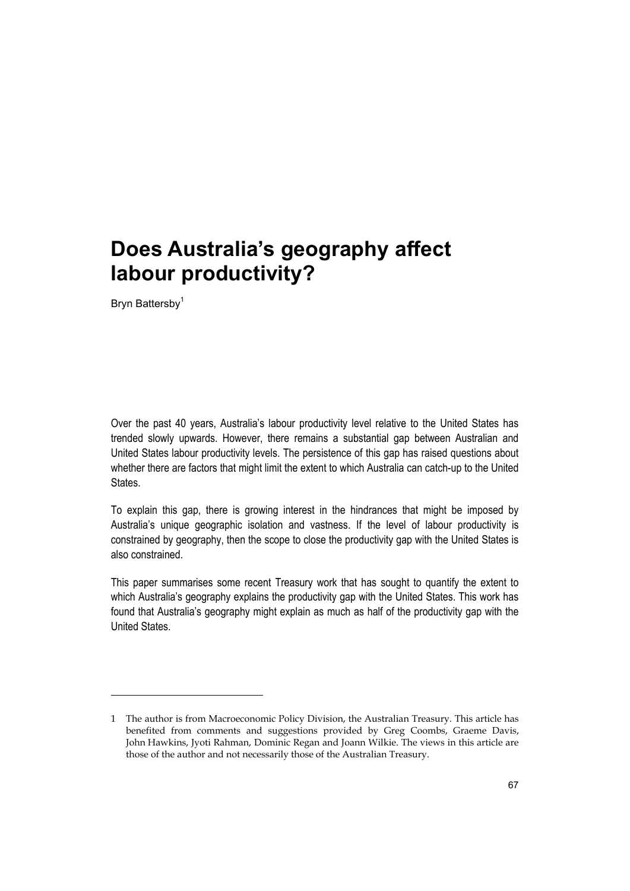# Does Australia's geography affect labour productivity?

Bryn Battersby[1]

Over the past 40 years, Australia's labour productivity level relative to the United States has trended slowly upwards. However, there remains a substantial gap between Australian and United States labour productivity levels. The persistence of this gap has raised questions about whether there are factors that might limit the extent to which Australia can catch-up to the United States.

To explain this gap, there is growing interest in the hindrances that might be imposed by Australia's unique geographic isolation and vastness. If the level of labour productivity is constrained by geography, then the scope to close the productivity gap with the United States is also constrained.

This paper summarises some recent Treasury work that has sought to quantify the extent to which Australia's geography explains the productivity gap with the United States. This work has found that Australia's geography might explain as much as half of the productivity gap with the United States.

---

1 The author is from Macroeconomic Policy Division, the Australian Treasury. This article has benefited from comments and suggestions provided by Greg Coombs, Graeme Davis, John Hawkins, Jyoti Rahman, Dominic Regan and Joann Wilkie. The views in this article are those of the author and not necessarily those of the Australian Treasury.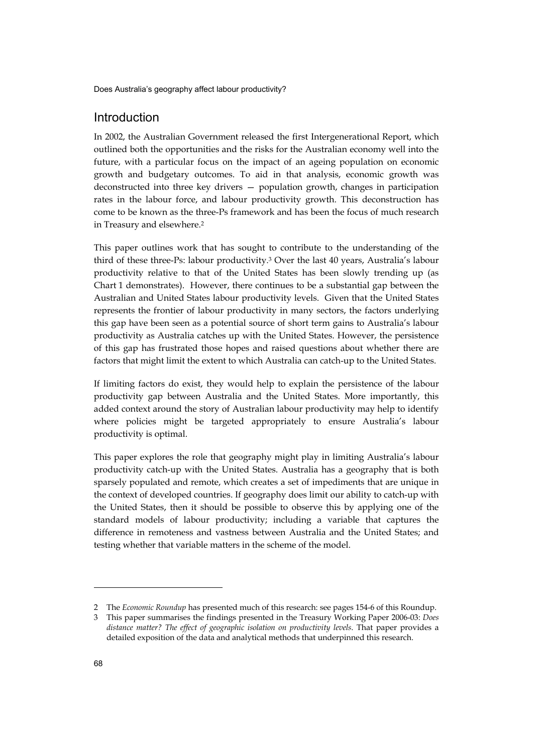## Introduction

In 2002, the Australian Government released the first Intergenerational Report, which outlined both the opportunities and the risks for the Australian economy well into the future, with a particular focus on the impact of an ageing population on economic growth and budgetary outcomes. To aid in that analysis, economic growth was deconstructed into three key drivers — population growth, changes in participation rates in the labour force, and labour productivity growth. This deconstruction has come to be known as the three-Ps framework and has been the focus of much research in Treasury and elsewhere.[2]

This paper outlines work that has sought to contribute to the understanding of the third of these three-Ps: labour productivity.[3] Over the last 40 years, Australia's labour productivity relative to that of the United States has been slowly trending up (as Chart 1 demonstrates). However, there continues to be a substantial gap between the Australian and United States labour productivity levels. Given that the United States represents the frontier of labour productivity in many sectors, the factors underlying this gap have been seen as a potential source of short term gains to Australia's labour productivity as Australia catches up with the United States. However, the persistence of this gap has frustrated those hopes and raised questions about whether there are factors that might limit the extent to which Australia can catch-up to the United States.

If limiting factors do exist, they would help to explain the persistence of the labour productivity gap between Australia and the United States. More importantly, this added context around the story of Australian labour productivity may help to identify where policies might be targeted appropriately to ensure Australia's labour productivity is optimal.

This paper explores the role that geography might play in limiting Australia's labour productivity catch-up with the United States. Australia has a geography that is both sparsely populated and remote, which creates a set of impediments that are unique in the context of developed countries. If geography does limit our ability to catch-up with the United States, then it should be possible to observe this by applying one of the standard models of labour productivity; including a variable that captures the difference in remoteness and vastness between Australia and the United States; and testing whether that variable matters in the scheme of the model.

---

2 The *Economic Roundup* has presented much of this research: see pages 154-6 of this Roundup.

3 This paper summarises the findings presented in the Treasury Working Paper 2006-03: *Does distance matter? The effect of geographic isolation on productivity levels*. That paper provides a detailed exposition of the data and analytical methods that underpinned this research.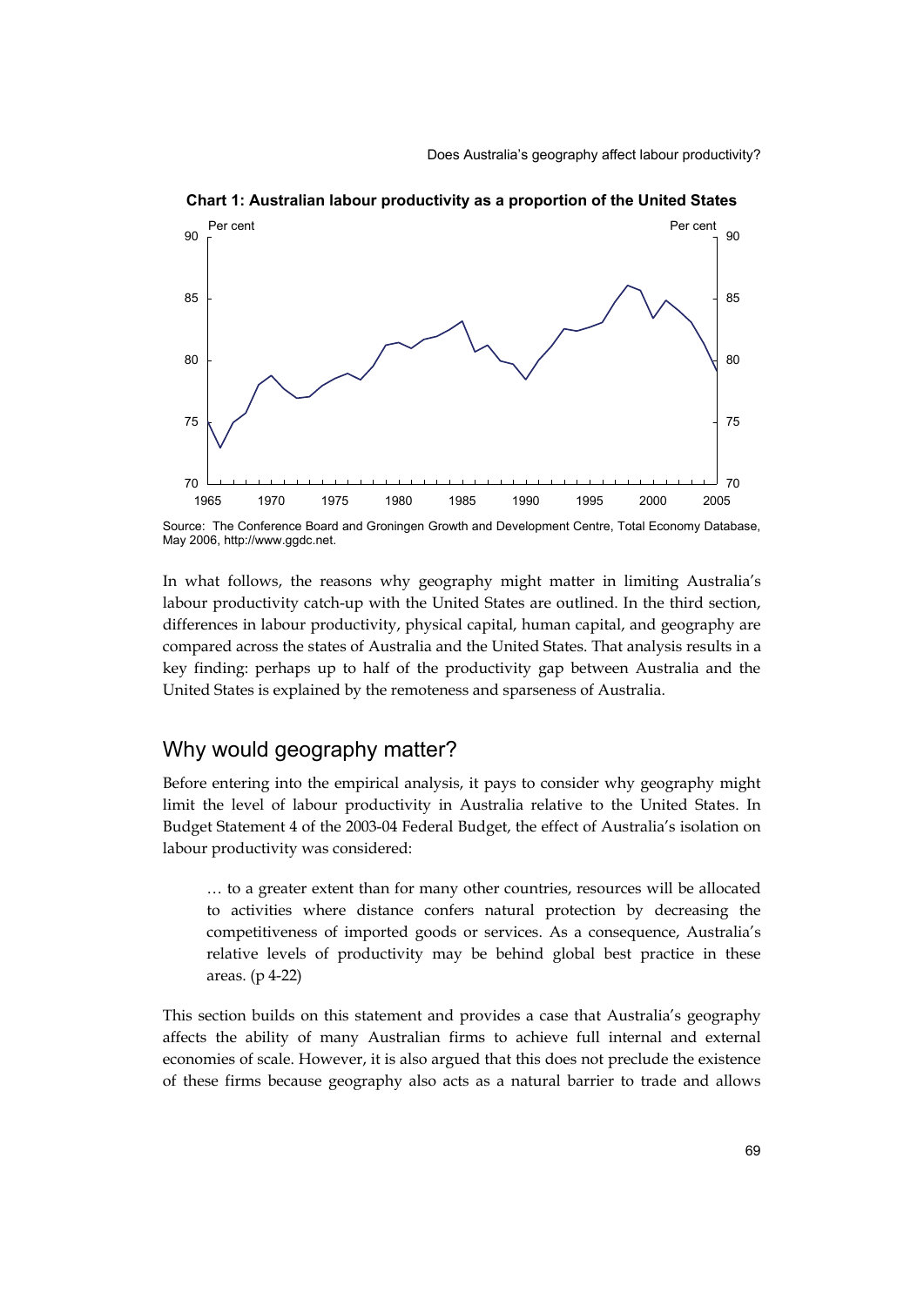**Chart 1: Australian labour productivity as a proportion of the United States**

Source: The Conference Board and Groningen Growth and Development Centre, Total Economy Database, May 2006, http://www.ggdc.net.

In what follows, the reasons why geography might matter in limiting Australia's labour productivity catch-up with the United States are outlined. In the third section, differences in labour productivity, physical capital, human capital, and geography are compared across the states of Australia and the United States. That analysis results in a key finding: perhaps up to half of the productivity gap between Australia and the United States is explained by the remoteness and sparseness of Australia.

## Why would geography matter?

Before entering into the empirical analysis, it pays to consider why geography might limit the level of labour productivity in Australia relative to the United States. In Budget Statement 4 of the 2003-04 Federal Budget, the effect of Australia's isolation on labour productivity was considered:

> … to a greater extent than for many other countries, resources will be allocated to activities where distance confers natural protection by decreasing the competitiveness of imported goods or services. As a consequence, Australia's relative levels of productivity may be behind global best practice in these areas. (p 4-22)

This section builds on this statement and provides a case that Australia's geography affects the ability of many Australian firms to achieve full internal and external economies of scale. However, it is also argued that this does not preclude the existence of these firms because geography also acts as a natural barrier to trade and allows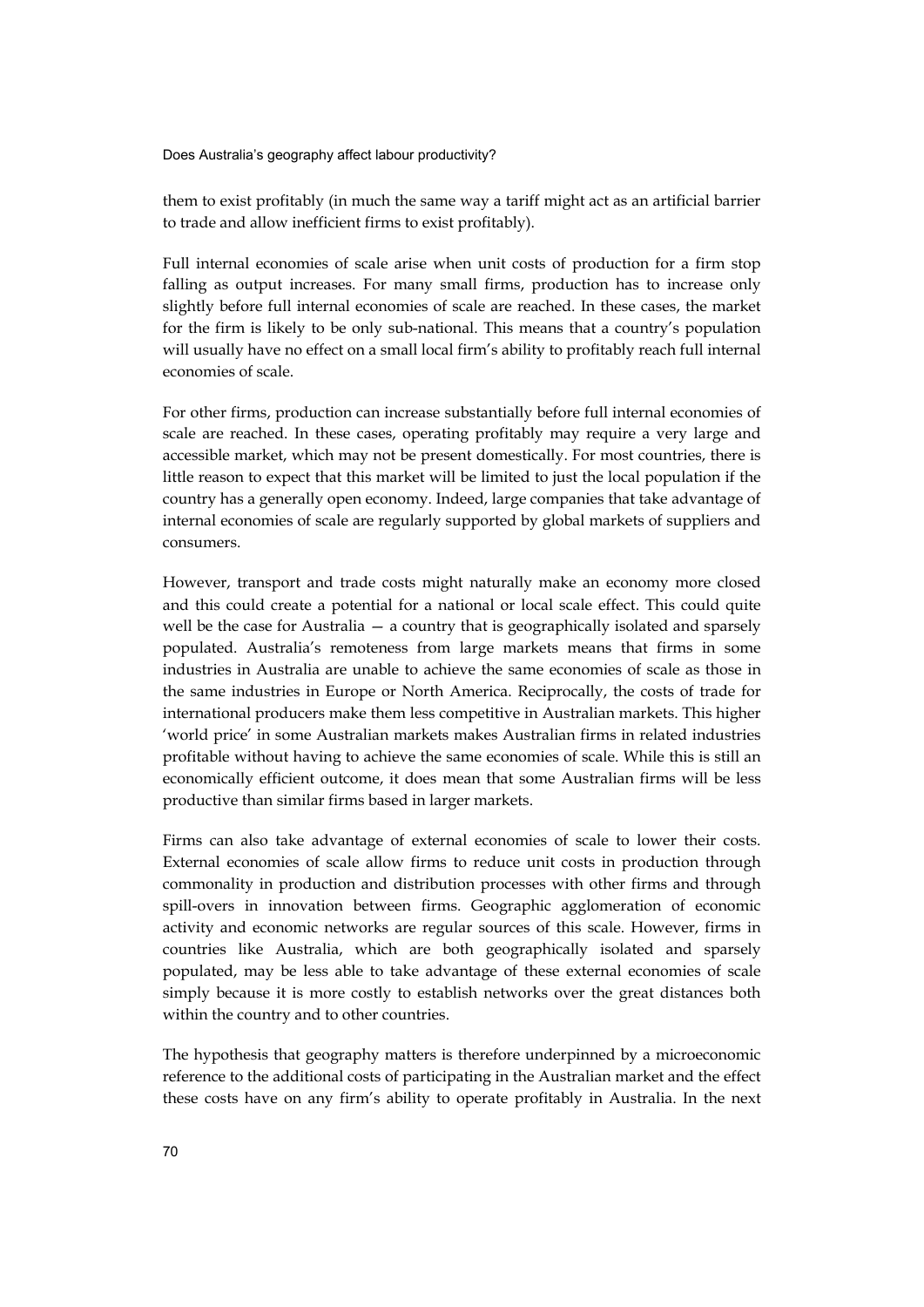them to exist profitably (in much the same way a tariff might act as an artificial barrier to trade and allow inefficient firms to exist profitably).

Full internal economies of scale arise when unit costs of production for a firm stop falling as output increases. For many small firms, production has to increase only slightly before full internal economies of scale are reached. In these cases, the market for the firm is likely to be only sub-national. This means that a country's population will usually have no effect on a small local firm's ability to profitably reach full internal economies of scale.

For other firms, production can increase substantially before full internal economies of scale are reached. In these cases, operating profitably may require a very large and accessible market, which may not be present domestically. For most countries, there is little reason to expect that this market will be limited to just the local population if the country has a generally open economy. Indeed, large companies that take advantage of internal economies of scale are regularly supported by global markets of suppliers and consumers.

However, transport and trade costs might naturally make an economy more closed and this could create a potential for a national or local scale effect. This could quite well be the case for Australia — a country that is geographically isolated and sparsely populated. Australia's remoteness from large markets means that firms in some industries in Australia are unable to achieve the same economies of scale as those in the same industries in Europe or North America. Reciprocally, the costs of trade for international producers make them less competitive in Australian markets. This higher 'world price' in some Australian markets makes Australian firms in related industries profitable without having to achieve the same economies of scale. While this is still an economically efficient outcome, it does mean that some Australian firms will be less productive than similar firms based in larger markets.

Firms can also take advantage of external economies of scale to lower their costs. External economies of scale allow firms to reduce unit costs in production through commonality in production and distribution processes with other firms and through spill-overs in innovation between firms. Geographic agglomeration of economic activity and economic networks are regular sources of this scale. However, firms in countries like Australia, which are both geographically isolated and sparsely populated, may be less able to take advantage of these external economies of scale simply because it is more costly to establish networks over the great distances both within the country and to other countries.

The hypothesis that geography matters is therefore underpinned by a microeconomic reference to the additional costs of participating in the Australian market and the effect these costs have on any firm's ability to operate profitably in Australia. In the next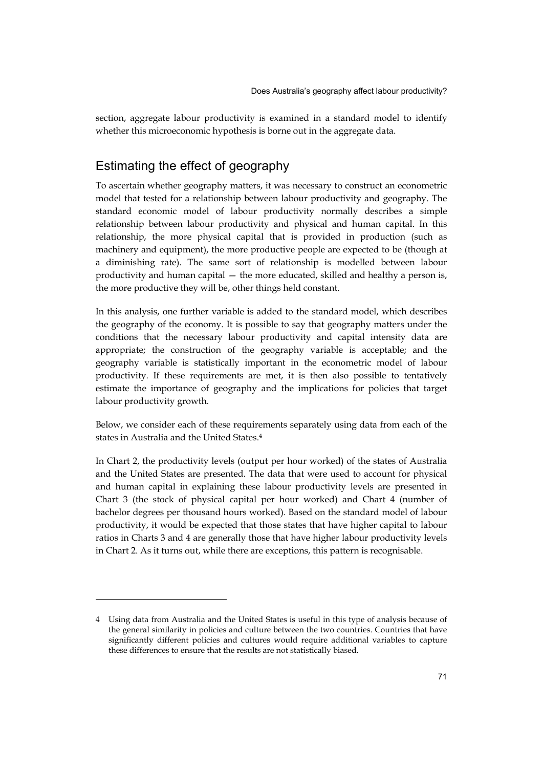section, aggregate labour productivity is examined in a standard model to identify whether this microeconomic hypothesis is borne out in the aggregate data.

## Estimating the effect of geography

To ascertain whether geography matters, it was necessary to construct an econometric model that tested for a relationship between labour productivity and geography. The standard economic model of labour productivity normally describes a simple relationship between labour productivity and physical and human capital. In this relationship, the more physical capital that is provided in production (such as machinery and equipment), the more productive people are expected to be (though at a diminishing rate). The same sort of relationship is modelled between labour productivity and human capital — the more educated, skilled and healthy a person is, the more productive they will be, other things held constant.

In this analysis, one further variable is added to the standard model, which describes the geography of the economy. It is possible to say that geography matters under the conditions that the necessary labour productivity and capital intensity data are appropriate; the construction of the geography variable is acceptable; and the geography variable is statistically important in the econometric model of labour productivity. If these requirements are met, it is then also possible to tentatively estimate the importance of geography and the implications for policies that target labour productivity growth.

Below, we consider each of these requirements separately using data from each of the states in Australia and the United States.[4]

In Chart 2, the productivity levels (output per hour worked) of the states of Australia and the United States are presented. The data that were used to account for physical and human capital in explaining these labour productivity levels are presented in Chart 3 (the stock of physical capital per hour worked) and Chart 4 (number of bachelor degrees per thousand hours worked). Based on the standard model of labour productivity, it would be expected that those states that have higher capital to labour ratios in Charts 3 and 4 are generally those that have higher labour productivity levels in Chart 2. As it turns out, while there are exceptions, this pattern is recognisable.

---

4 Using data from Australia and the United States is useful in this type of analysis because of the general similarity in policies and culture between the two countries. Countries that have significantly different policies and cultures would require additional variables to capture these differences to ensure that the results are not statistically biased.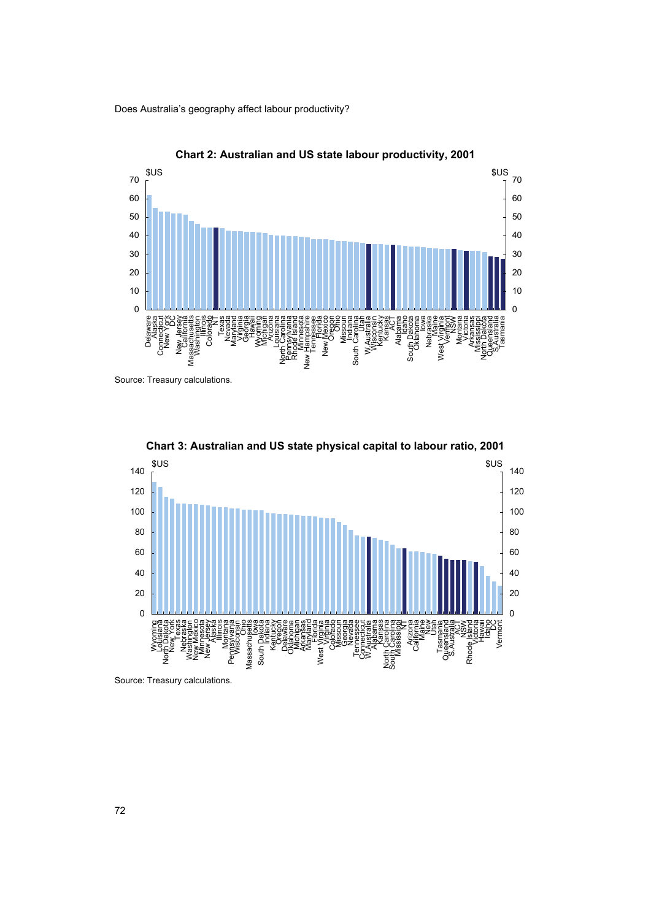**Chart 2: Australian and US state labour productivity, 2001**

Source: Treasury calculations.

**Chart 3: Australian and US state physical capital to labour ratio, 2001**

Source: Treasury calculations.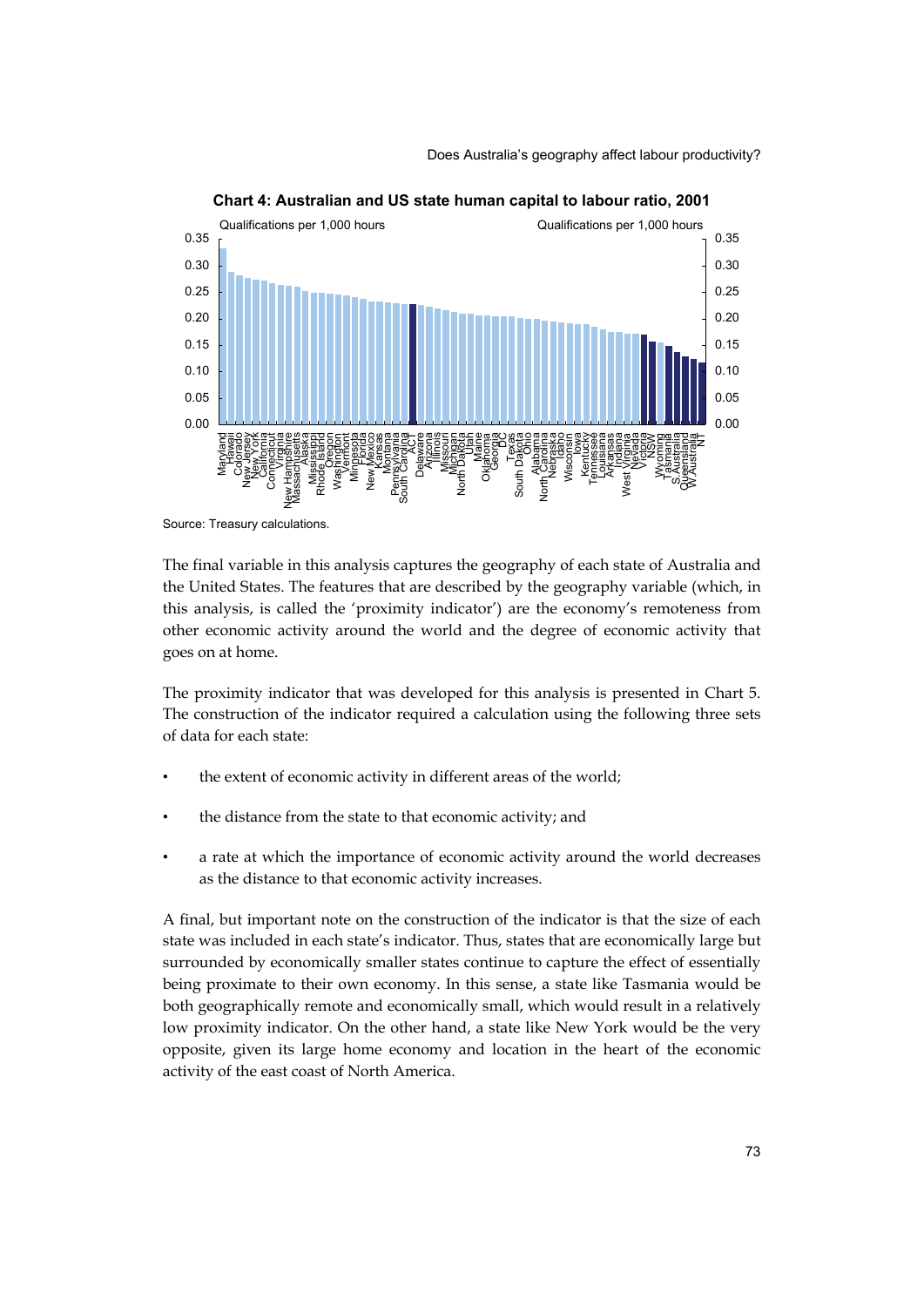**Chart 4: Australian and US state human capital to labour ratio, 2001**

Source: Treasury calculations.

The final variable in this analysis captures the geography of each state of Australia and the United States. The features that are described by the geography variable (which, in this analysis, is called the 'proximity indicator') are the economy's remoteness from other economic activity around the world and the degree of economic activity that goes on at home.

The proximity indicator that was developed for this analysis is presented in Chart 5. The construction of the indicator required a calculation using the following three sets of data for each state:

- the extent of economic activity in different areas of the world;
- the distance from the state to that economic activity; and
- a rate at which the importance of economic activity around the world decreases as the distance to that economic activity increases.

A final, but important note on the construction of the indicator is that the size of each state was included in each state's indicator. Thus, states that are economically large but surrounded by economically smaller states continue to capture the effect of essentially being proximate to their own economy. In this sense, a state like Tasmania would be both geographically remote and economically small, which would result in a relatively low proximity indicator. On the other hand, a state like New York would be the very opposite, given its large home economy and location in the heart of the economic activity of the east coast of North America.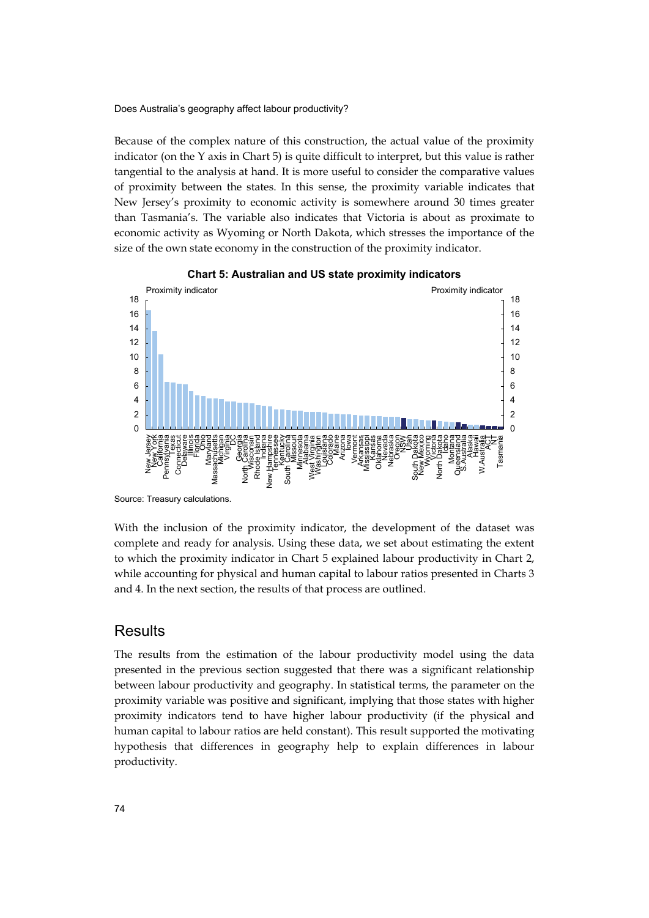Because of the complex nature of this construction, the actual value of the proximity indicator (on the Y axis in Chart 5) is quite difficult to interpret, but this value is rather tangential to the analysis at hand. It is more useful to consider the comparative values of proximity between the states. In this sense, the proximity variable indicates that New Jersey's proximity to economic activity is somewhere around 30 times greater than Tasmania's. The variable also indicates that Victoria is about as proximate to economic activity as Wyoming or North Dakota, which stresses the importance of the size of the own state economy in the construction of the proximity indicator.

**Chart 5: Australian and US state proximity indicators**

Source: Treasury calculations.

With the inclusion of the proximity indicator, the development of the dataset was complete and ready for analysis. Using these data, we set about estimating the extent to which the proximity indicator in Chart 5 explained labour productivity in Chart 2, while accounting for physical and human capital to labour ratios presented in Charts 3 and 4. In the next section, the results of that process are outlined.

## Results

The results from the estimation of the labour productivity model using the data presented in the previous section suggested that there was a significant relationship between labour productivity and geography. In statistical terms, the parameter on the proximity variable was positive and significant, implying that those states with higher proximity indicators tend to have higher labour productivity (if the physical and human capital to labour ratios are held constant). This result supported the motivating hypothesis that differences in geography help to explain differences in labour productivity.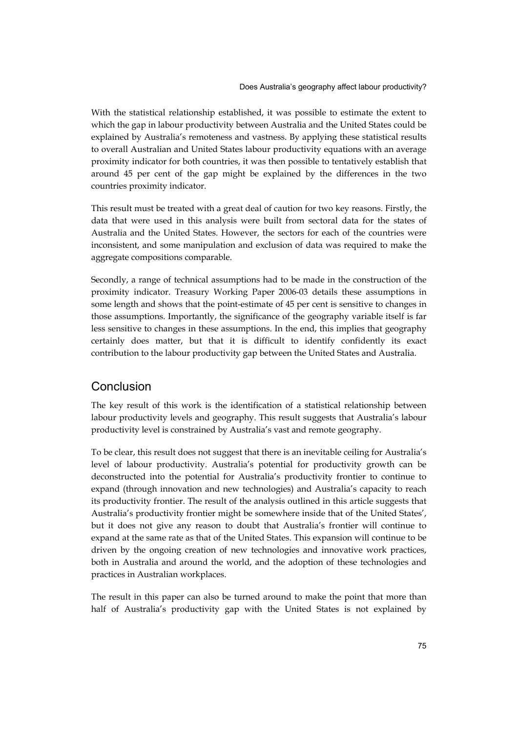With the statistical relationship established, it was possible to estimate the extent to which the gap in labour productivity between Australia and the United States could be explained by Australia's remoteness and vastness. By applying these statistical results to overall Australian and United States labour productivity equations with an average proximity indicator for both countries, it was then possible to tentatively establish that around 45 per cent of the gap might be explained by the differences in the two countries proximity indicator.

This result must be treated with a great deal of caution for two key reasons. Firstly, the data that were used in this analysis were built from sectoral data for the states of Australia and the United States. However, the sectors for each of the countries were inconsistent, and some manipulation and exclusion of data was required to make the aggregate compositions comparable.

Secondly, a range of technical assumptions had to be made in the construction of the proximity indicator. Treasury Working Paper 2006-03 details these assumptions in some length and shows that the point-estimate of 45 per cent is sensitive to changes in those assumptions. Importantly, the significance of the geography variable itself is far less sensitive to changes in these assumptions. In the end, this implies that geography certainly does matter, but that it is difficult to identify confidently its exact contribution to the labour productivity gap between the United States and Australia.

## Conclusion

The key result of this work is the identification of a statistical relationship between labour productivity levels and geography. This result suggests that Australia's labour productivity level is constrained by Australia's vast and remote geography.

To be clear, this result does not suggest that there is an inevitable ceiling for Australia's level of labour productivity. Australia's potential for productivity growth can be deconstructed into the potential for Australia's productivity frontier to continue to expand (through innovation and new technologies) and Australia's capacity to reach its productivity frontier. The result of the analysis outlined in this article suggests that Australia's productivity frontier might be somewhere inside that of the United States', but it does not give any reason to doubt that Australia's frontier will continue to expand at the same rate as that of the United States. This expansion will continue to be driven by the ongoing creation of new technologies and innovative work practices, both in Australia and around the world, and the adoption of these technologies and practices in Australian workplaces.

The result in this paper can also be turned around to make the point that more than half of Australia's productivity gap with the United States is not explained by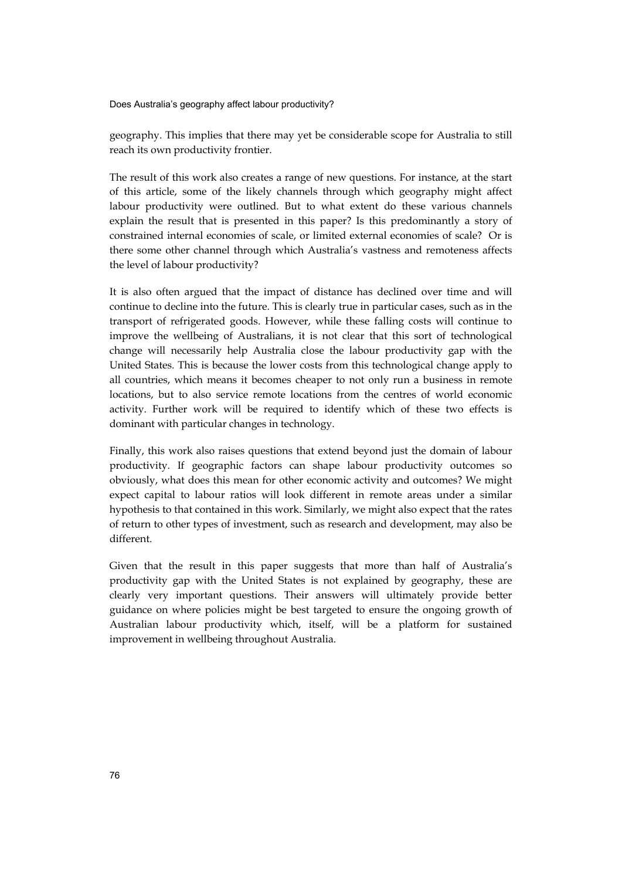geography. This implies that there may yet be considerable scope for Australia to still reach its own productivity frontier.

The result of this work also creates a range of new questions. For instance, at the start of this article, some of the likely channels through which geography might affect labour productivity were outlined. But to what extent do these various channels explain the result that is presented in this paper? Is this predominantly a story of constrained internal economies of scale, or limited external economies of scale? Or is there some other channel through which Australia's vastness and remoteness affects the level of labour productivity?

It is also often argued that the impact of distance has declined over time and will continue to decline into the future. This is clearly true in particular cases, such as in the transport of refrigerated goods. However, while these falling costs will continue to improve the wellbeing of Australians, it is not clear that this sort of technological change will necessarily help Australia close the labour productivity gap with the United States. This is because the lower costs from this technological change apply to all countries, which means it becomes cheaper to not only run a business in remote locations, but to also service remote locations from the centres of world economic activity. Further work will be required to identify which of these two effects is dominant with particular changes in technology.

Finally, this work also raises questions that extend beyond just the domain of labour productivity. If geographic factors can shape labour productivity outcomes so obviously, what does this mean for other economic activity and outcomes? We might expect capital to labour ratios will look different in remote areas under a similar hypothesis to that contained in this work. Similarly, we might also expect that the rates of return to other types of investment, such as research and development, may also be different.

Given that the result in this paper suggests that more than half of Australia's productivity gap with the United States is not explained by geography, these are clearly very important questions. Their answers will ultimately provide better guidance on where policies might be best targeted to ensure the ongoing growth of Australian labour productivity which, itself, will be a platform for sustained improvement in wellbeing throughout Australia.